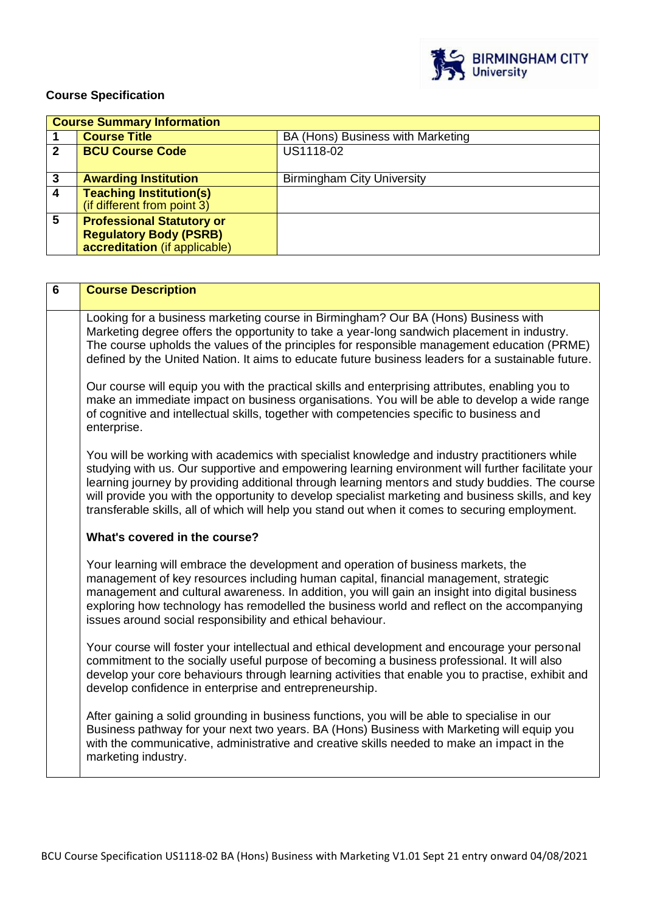**Course Specification**

| Course Summary Information | | |
|---|---|---|
| 1 | **Course Title** | BA (Hons) Business with Marketing |
| 2 | **BCU Course Code** | US1118-02 |
| 3 | **Awarding Institution** | Birmingham City University |
| 4 | **Teaching Institution(s)** (if different from point 3) | |
| 5 | **Professional Statutory or Regulatory Body (PSRB) accreditation** (if applicable) | |

| 6 | **Course Description** |
|---|---|
| | Looking for a business marketing course in Birmingham? Our BA (Hons) Business with Marketing degree offers the opportunity to take a year-long sandwich placement in industry. The course upholds the values of the principles for responsible management education (PRME) defined by the United Nation. It aims to educate future business leaders for a sustainable future.<br><br>Our course will equip you with the practical skills and enterprising attributes, enabling you to make an immediate impact on business organisations. You will be able to develop a wide range of cognitive and intellectual skills, together with competencies specific to business and enterprise.<br><br>You will be working with academics with specialist knowledge and industry practitioners while studying with us. Our supportive and empowering learning environment will further facilitate your learning journey by providing additional through learning mentors and study buddies. The course will provide you with the opportunity to develop specialist marketing and business skills, and key transferable skills, all of which will help you stand out when it comes to securing employment.<br><br>**What's covered in the course?**<br><br>Your learning will embrace the development and operation of business markets, the management of key resources including human capital, financial management, strategic management and cultural awareness. In addition, you will gain an insight into digital business exploring how technology has remodelled the business world and reflect on the accompanying issues around social responsibility and ethical behaviour.<br><br>Your course will foster your intellectual and ethical development and encourage your personal commitment to the socially useful purpose of becoming a business professional. It will also develop your core behaviours through learning activities that enable you to practise, exhibit and develop confidence in enterprise and entrepreneurship.<br><br>After gaining a solid grounding in business functions, you will be able to specialise in our Business pathway for your next two years. BA (Hons) Business with Marketing will equip you with the communicative, administrative and creative skills needed to make an impact in the marketing industry. |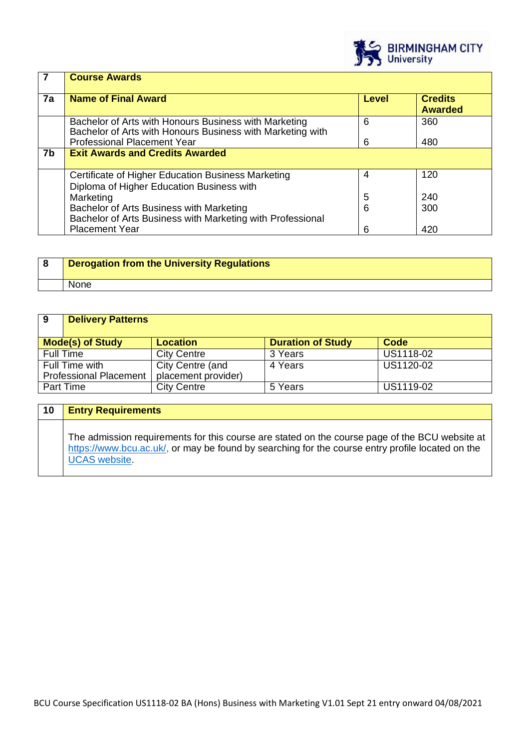| 7 | Course Awards | | |
|---|---|---|---|
| 7a | **Name of Final Award** | **Level** | **Credits Awarded** |
| | Bachelor of Arts with Honours Business with Marketing | 6 | 360 |
| | Bachelor of Arts with Honours Business with Marketing with Professional Placement Year | 6 | 480 |
| 7b | **Exit Awards and Credits Awarded** | | |
| | Certificate of Higher Education Business Marketing | 4 | 120 |
| | Diploma of Higher Education Business with Marketing | 5 | 240 |
| | Bachelor of Arts Business with Marketing | 6 | 300 |
| | Bachelor of Arts Business with Marketing with Professional Placement Year | 6 | 420 |

| 8 | Derogation from the University Regulations |
|---|---|
| | None |

| 9 | Delivery Patterns | | |
|---|---|---|---|
| **Mode(s) of Study** | **Location** | **Duration of Study** | **Code** |
| Full Time | City Centre | 3 Years | US1118-02 |
| Full Time with Professional Placement | City Centre (and placement provider) | 4 Years | US1120-02 |
| Part Time | City Centre | 5 Years | US1119-02 |

| 10 | Entry Requirements |
|---|---|
| | The admission requirements for this course are stated on the course page of the BCU website at https://www.bcu.ac.uk/, or may be found by searching for the course entry profile located on the UCAS website. |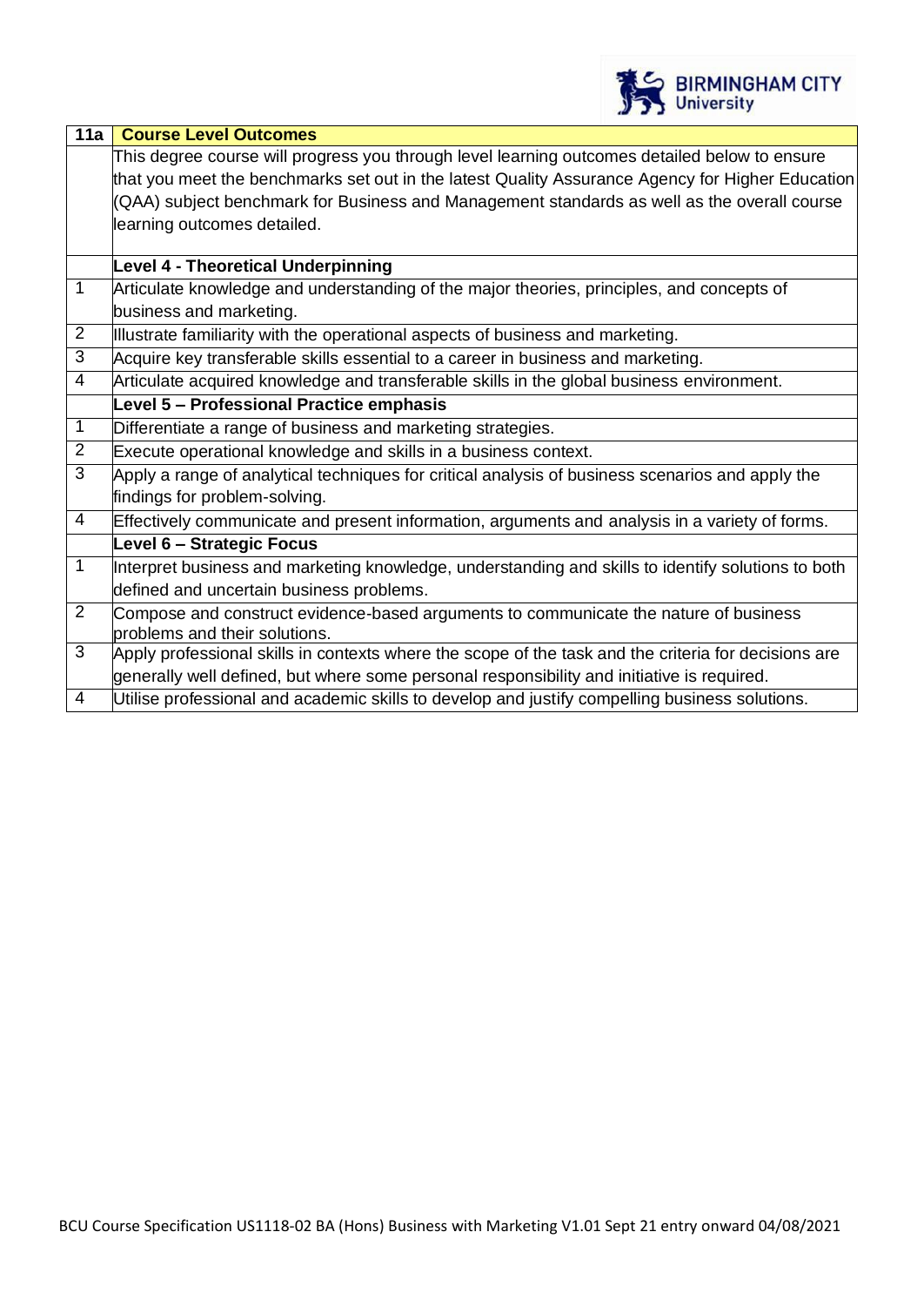| 11a | Course Level Outcomes |
|---|---|
| | This degree course will progress you through level learning outcomes detailed below to ensure that you meet the benchmarks set out in the latest Quality Assurance Agency for Higher Education (QAA) subject benchmark for Business and Management standards as well as the overall course learning outcomes detailed. |
| | **Level 4 - Theoretical Underpinning** |
| 1 | Articulate knowledge and understanding of the major theories, principles, and concepts of business and marketing. |
| 2 | Illustrate familiarity with the operational aspects of business and marketing. |
| 3 | Acquire key transferable skills essential to a career in business and marketing. |
| 4 | Articulate acquired knowledge and transferable skills in the global business environment. |
| | **Level 5 – Professional Practice emphasis** |
| 1 | Differentiate a range of business and marketing strategies. |
| 2 | Execute operational knowledge and skills in a business context. |
| 3 | Apply a range of analytical techniques for critical analysis of business scenarios and apply the findings for problem-solving. |
| 4 | Effectively communicate and present information, arguments and analysis in a variety of forms. |
| | **Level 6 – Strategic Focus** |
| 1 | Interpret business and marketing knowledge, understanding and skills to identify solutions to both defined and uncertain business problems. |
| 2 | Compose and construct evidence-based arguments to communicate the nature of business problems and their solutions. |
| 3 | Apply professional skills in contexts where the scope of the task and the criteria for decisions are generally well defined, but where some personal responsibility and initiative is required. |
| 4 | Utilise professional and academic skills to develop and justify compelling business solutions. |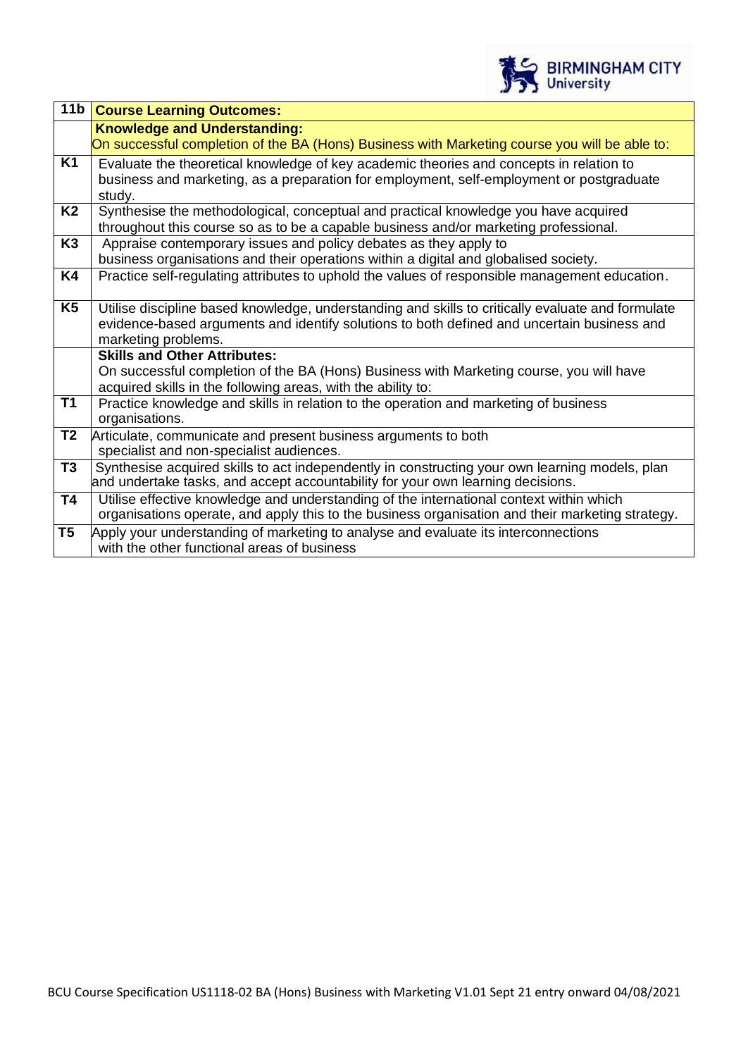| 11b | Course Learning Outcomes: |
|---|---|
| | **Knowledge and Understanding:** On successful completion of the BA (Hons) Business with Marketing course you will be able to: |
| K1 | Evaluate the theoretical knowledge of key academic theories and concepts in relation to business and marketing, as a preparation for employment, self-employment or postgraduate study. |
| K2 | Synthesise the methodological, conceptual and practical knowledge you have acquired throughout this course so as to be a capable business and/or marketing professional. |
| K3 | Appraise contemporary issues and policy debates as they apply to business organisations and their operations within a digital and globalised society. |
| K4 | Practice self-regulating attributes to uphold the values of responsible management education. |
| K5 | Utilise discipline based knowledge, understanding and skills to critically evaluate and formulate evidence-based arguments and identify solutions to both defined and uncertain business and marketing problems. |
| | **Skills and Other Attributes:** On successful completion of the BA (Hons) Business with Marketing course, you will have acquired skills in the following areas, with the ability to: |
| T1 | Practice knowledge and skills in relation to the operation and marketing of business organisations. |
| T2 | Articulate, communicate and present business arguments to both specialist and non-specialist audiences. |
| T3 | Synthesise acquired skills to act independently in constructing your own learning models, plan and undertake tasks, and accept accountability for your own learning decisions. |
| T4 | Utilise effective knowledge and understanding of the international context within which organisations operate, and apply this to the business organisation and their marketing strategy. |
| T5 | Apply your understanding of marketing to analyse and evaluate its interconnections with the other functional areas of business |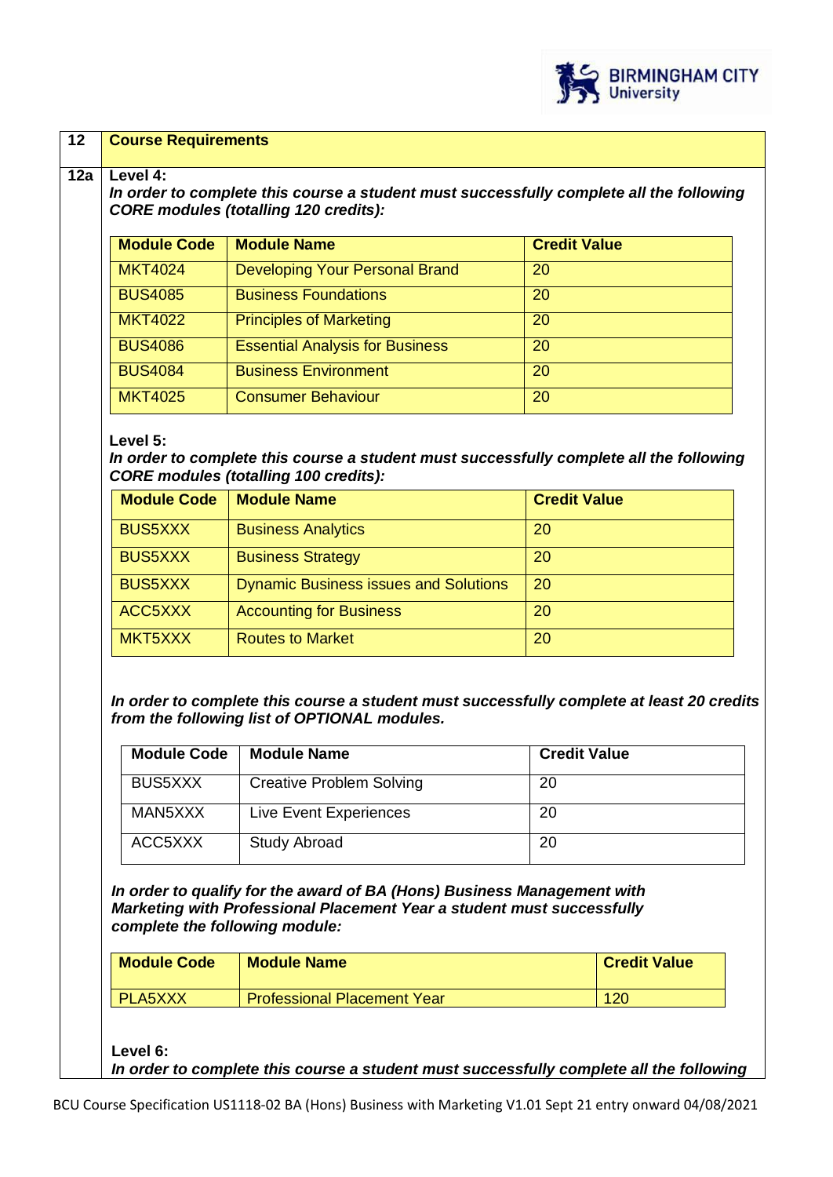| 12 | Course Requirements |
| --- | --- |

**12a Level 4:**

***In order to complete this course a student must successfully complete all the following CORE modules (totalling 120 credits):***

| Module Code | Module Name | Credit Value |
| --- | --- | --- |
| MKT4024 | Developing Your Personal Brand | 20 |
| BUS4085 | Business Foundations | 20 |
| MKT4022 | Principles of Marketing | 20 |
| BUS4086 | Essential Analysis for Business | 20 |
| BUS4084 | Business Environment | 20 |
| MKT4025 | Consumer Behaviour | 20 |

**Level 5:**

***In order to complete this course a student must successfully complete all the following CORE modules (totalling 100 credits):***

| Module Code | Module Name | Credit Value |
| --- | --- | --- |
| BUS5XXX | Business Analytics | 20 |
| BUS5XXX | Business Strategy | 20 |
| BUS5XXX | Dynamic Business issues and Solutions | 20 |
| ACC5XXX | Accounting for Business | 20 |
| MKT5XXX | Routes to Market | 20 |

***In order to complete this course a student must successfully complete at least 20 credits from the following list of OPTIONAL modules.***

| Module Code | Module Name | Credit Value |
| --- | --- | --- |
| BUS5XXX | Creative Problem Solving | 20 |
| MAN5XXX | Live Event Experiences | 20 |
| ACC5XXX | Study Abroad | 20 |

***In order to qualify for the award of BA (Hons) Business Management with Marketing with Professional Placement Year a student must successfully complete the following module:***

| Module Code | Module Name | Credit Value |
| --- | --- | --- |
| PLA5XXX | Professional Placement Year | 120 |

**Level 6:**

***In order to complete this course a student must successfully complete all the following***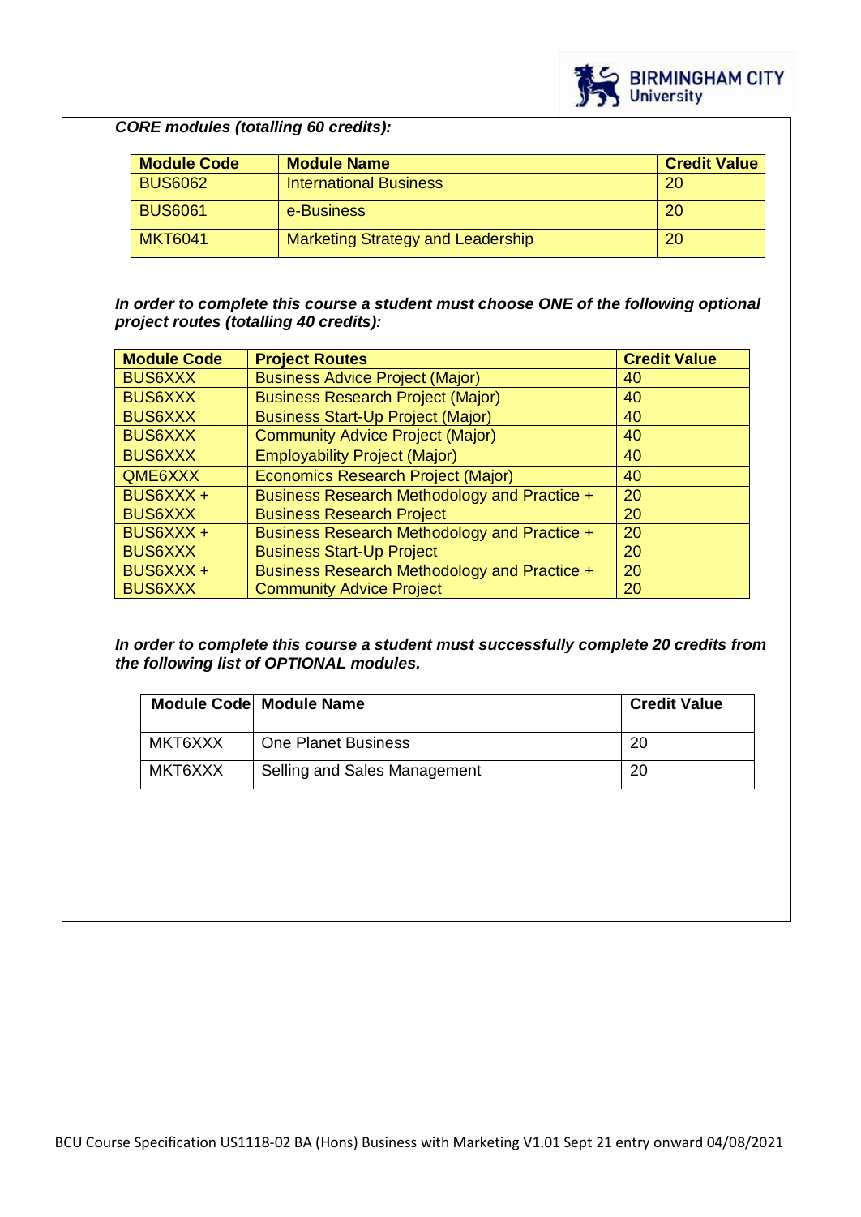***CORE modules (totalling 60 credits):***

| Module Code | Module Name | Credit Value |
|---|---|---|
| BUS6062 | International Business | 20 |
| BUS6061 | e-Business | 20 |
| MKT6041 | Marketing Strategy and Leadership | 20 |

***In order to complete this course a student must choose ONE of the following optional project routes (totalling 40 credits):***

| Module Code | Project Routes | Credit Value |
|---|---|---|
| BUS6XXX | Business Advice Project (Major) | 40 |
| BUS6XXX | Business Research Project (Major) | 40 |
| BUS6XXX | Business Start-Up Project (Major) | 40 |
| BUS6XXX | Community Advice Project (Major) | 40 |
| BUS6XXX | Employability Project (Major) | 40 |
| QME6XXX | Economics Research Project (Major) | 40 |
| BUS6XXX + BUS6XXX | Business Research Methodology and Practice + Business Research Project | 20 20 |
| BUS6XXX + BUS6XXX | Business Research Methodology and Practice + Business Start-Up Project | 20 20 |
| BUS6XXX + BUS6XXX | Business Research Methodology and Practice + Community Advice Project | 20 20 |

***In order to complete this course a student must successfully complete 20 credits from the following list of OPTIONAL modules.***

| Module Code | Module Name | Credit Value |
|---|---|---|
| MKT6XXX | One Planet Business | 20 |
| MKT6XXX | Selling and Sales Management | 20 |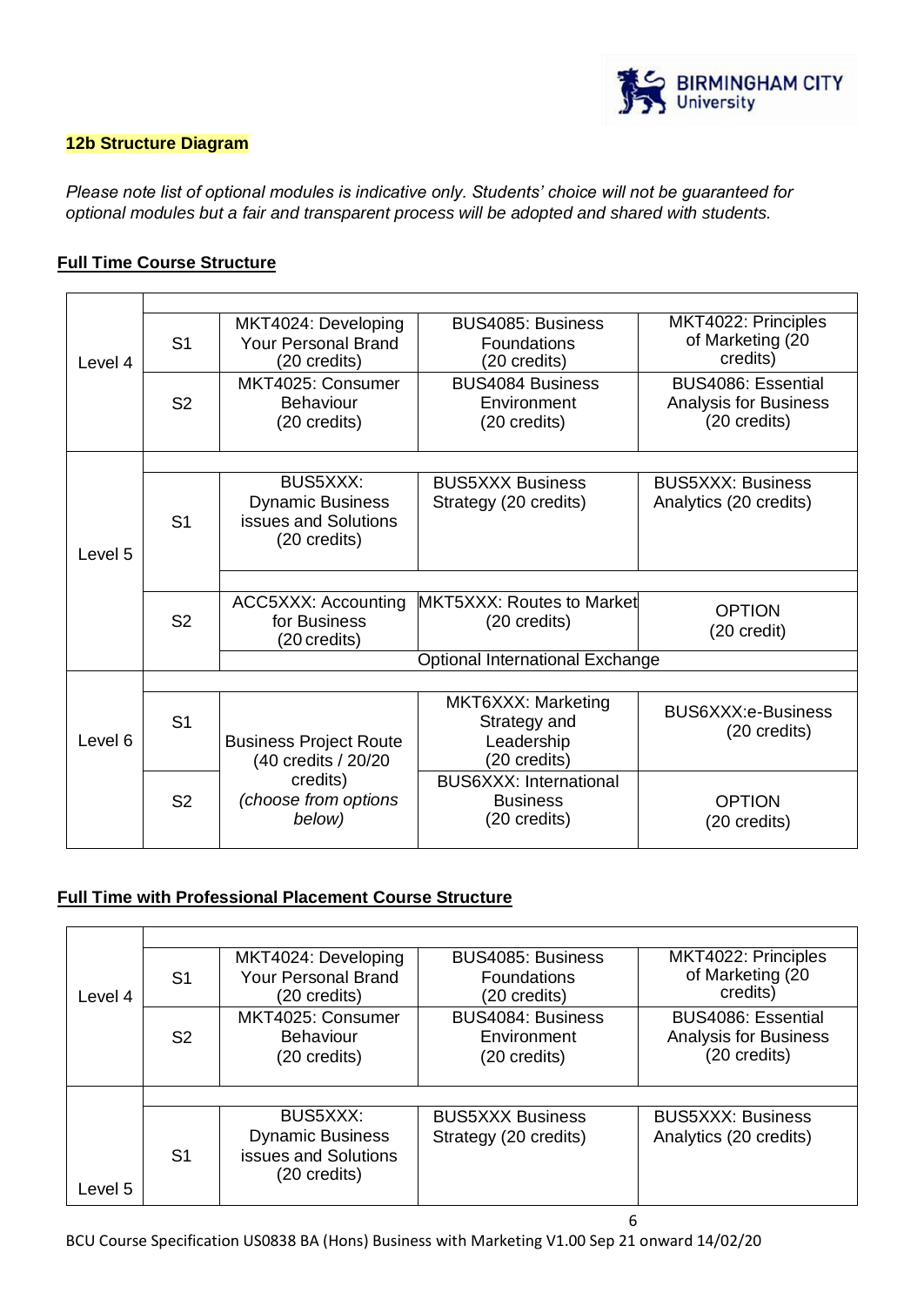## 12b Structure Diagram

*Please note list of optional modules is indicative only. Students' choice will not be guaranteed for optional modules but a fair and transparent process will be adopted and shared with students.*

**Full Time Course Structure**

| | | | | |
|---|---|---|---|---|
| Level 4 | S1 | MKT4024: Developing Your Personal Brand (20 credits) | BUS4085: Business Foundations (20 credits) | MKT4022: Principles of Marketing (20 credits) |
| | S2 | MKT4025: Consumer Behaviour (20 credits) | BUS4084 Business Environment (20 credits) | BUS4086: Essential Analysis for Business (20 credits) |
| Level 5 | S1 | BUS5XXX: Dynamic Business issues and Solutions (20 credits) | BUS5XXX Business Strategy (20 credits) | BUS5XXX: Business Analytics (20 credits) |
| | S2 | ACC5XXX: Accounting for Business (20 credits) | MKT5XXX: Routes to Market (20 credits) | OPTION (20 credit) |
| | | Optional International Exchange | | |
| Level 6 | S1 | Business Project Route (40 credits / 20/20 credits) *(choose from options below)* | MKT6XXX: Marketing Strategy and Leadership (20 credits) | BUS6XXX:e-Business (20 credits) |
| | S2 | | BUS6XXX: International Business (20 credits) | OPTION (20 credits) |

**Full Time with Professional Placement Course Structure**

| | | | | |
|---|---|---|---|---|
| Level 4 | S1 | MKT4024: Developing Your Personal Brand (20 credits) | BUS4085: Business Foundations (20 credits) | MKT4022: Principles of Marketing (20 credits) |
| | S2 | MKT4025: Consumer Behaviour (20 credits) | BUS4084: Business Environment (20 credits) | BUS4086: Essential Analysis for Business (20 credits) |
| Level 5 | S1 | BUS5XXX: Dynamic Business issues and Solutions (20 credits) | BUS5XXX Business Strategy (20 credits) | BUS5XXX: Business Analytics (20 credits) |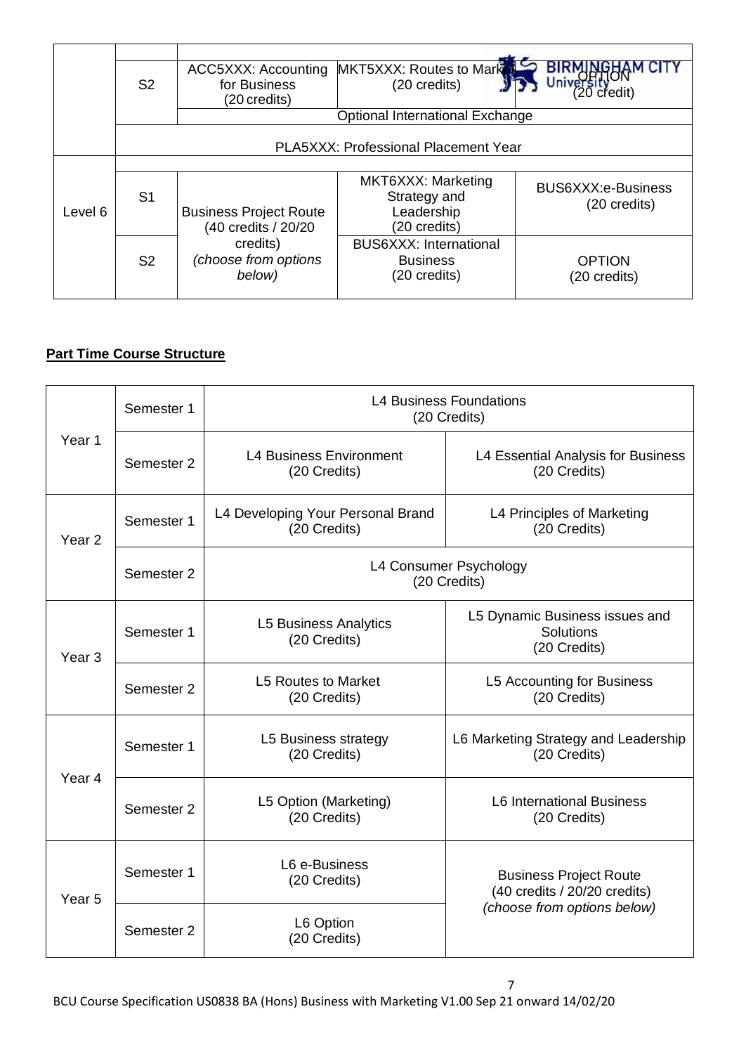| | | | | |
|---|---|---|---|---|
| | | | | |
| | S2 | ACC5XXX: Accounting for Business (20 credits) | MKT5XXX: Routes to Market (20 credits) | OPTION (20 credit) |
| | | Optional International Exchange | | |
| | PLA5XXX: Professional Placement Year | | | |
| Level 6 | | | | |
| | S1 | Business Project Route (40 credits / 20/20 credits) *(choose from options below)* | MKT6XXX: Marketing Strategy and Leadership (20 credits) | BUS6XXX:e-Business (20 credits) |
| | S2 | | BUS6XXX: International Business (20 credits) | OPTION (20 credits) |

**Part Time Course Structure**

| | | | |
|---|---|---|---|
| Year 1 | Semester 1 | L4 Business Foundations (20 Credits) | |
| | Semester 2 | L4 Business Environment (20 Credits) | L4 Essential Analysis for Business (20 Credits) |
| Year 2 | Semester 1 | L4 Developing Your Personal Brand (20 Credits) | L4 Principles of Marketing (20 Credits) |
| | Semester 2 | L4 Consumer Psychology (20 Credits) | |
| Year 3 | Semester 1 | L5 Business Analytics (20 Credits) | L5 Dynamic Business issues and Solutions (20 Credits) |
| | Semester 2 | L5 Routes to Market (20 Credits) | L5 Accounting for Business (20 Credits) |
| Year 4 | Semester 1 | L5 Business strategy (20 Credits) | L6 Marketing Strategy and Leadership (20 Credits) |
| | Semester 2 | L5 Option (Marketing) (20 Credits) | L6 International Business (20 Credits) |
| Year 5 | Semester 1 | L6 e-Business (20 Credits) | Business Project Route (40 credits / 20/20 credits) *(choose from options below)* |
| | Semester 2 | L6 Option (20 Credits) | |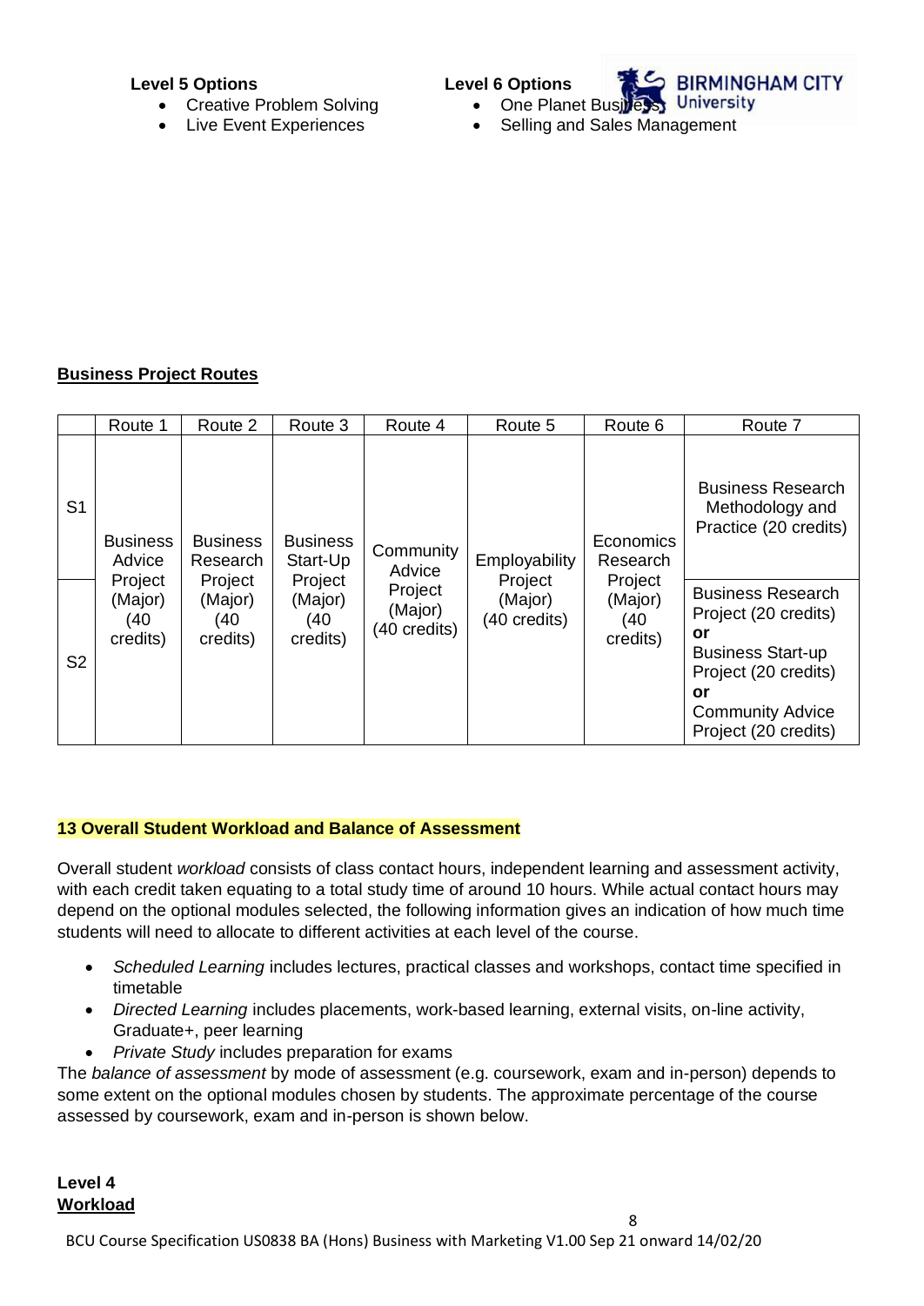**Level 5 Options**

- Creative Problem Solving
- Live Event Experiences

**Level 6 Options**

- One Planet Business
- Selling and Sales Management

**Business Project Routes**

| | Route 1 | Route 2 | Route 3 | Route 4 | Route 5 | Route 6 | Route 7 |
|---|---|---|---|---|---|---|---|
| S1 | Business Advice Project (Major) (40 credits) | Business Research Project (Major) (40 credits) | Business Start-Up Project (Major) (40 credits) | Community Advice Project (Major) (40 credits) | Employability Project (Major) (40 credits) | Economics Research Project (Major) (40 credits) | Business Research Methodology and Practice (20 credits) |
| S2 | | | | | | | Business Research Project (20 credits) **or** Business Start-up Project (20 credits) **or** Community Advice Project (20 credits) |

## 13 Overall Student Workload and Balance of Assessment

Overall student *workload* consists of class contact hours, independent learning and assessment activity, with each credit taken equating to a total study time of around 10 hours. While actual contact hours may depend on the optional modules selected, the following information gives an indication of how much time students will need to allocate to different activities at each level of the course.

- *Scheduled Learning* includes lectures, practical classes and workshops, contact time specified in timetable
- *Directed Learning* includes placements, work-based learning, external visits, on-line activity, Graduate+, peer learning
- *Private Study* includes preparation for exams

The *balance of assessment* by mode of assessment (e.g. coursework, exam and in-person) depends to some extent on the optional modules chosen by students. The approximate percentage of the course assessed by coursework, exam and in-person is shown below.

**Level 4**
**Workload**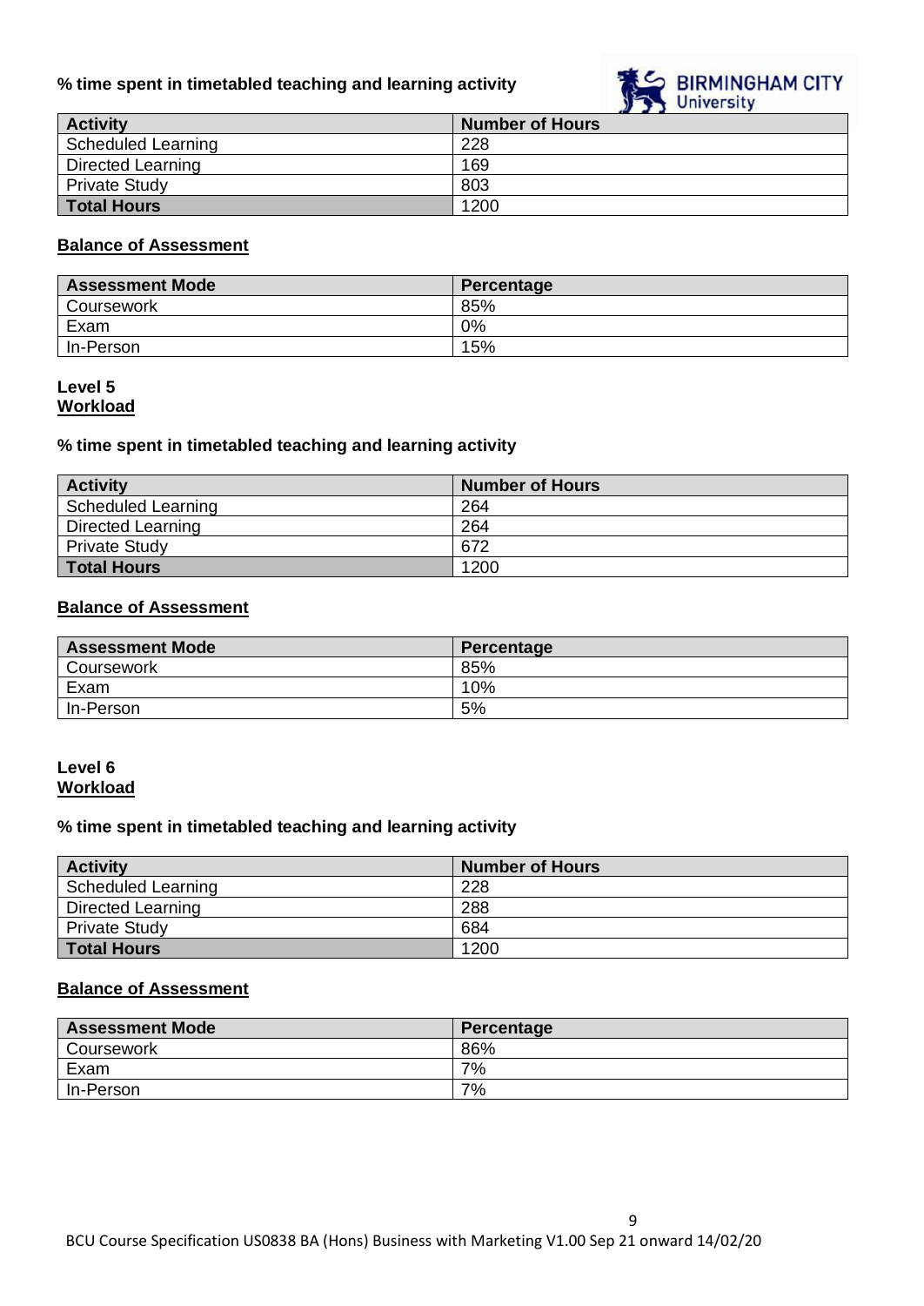**% time spent in timetabled teaching and learning activity**

| Activity | Number of Hours |
| --- | --- |
| Scheduled Learning | 228 |
| Directed Learning | 169 |
| Private Study | 803 |
| **Total Hours** | 1200 |

**Balance of Assessment**

| Assessment Mode | Percentage |
| --- | --- |
| Coursework | 85% |
| Exam | 0% |
| In-Person | 15% |

**Level 5**
**Workload**

**% time spent in timetabled teaching and learning activity**

| Activity | Number of Hours |
| --- | --- |
| Scheduled Learning | 264 |
| Directed Learning | 264 |
| Private Study | 672 |
| **Total Hours** | 1200 |

**Balance of Assessment**

| Assessment Mode | Percentage |
| --- | --- |
| Coursework | 85% |
| Exam | 10% |
| In-Person | 5% |

**Level 6**
**Workload**

**% time spent in timetabled teaching and learning activity**

| Activity | Number of Hours |
| --- | --- |
| Scheduled Learning | 228 |
| Directed Learning | 288 |
| Private Study | 684 |
| **Total Hours** | 1200 |

**Balance of Assessment**

| Assessment Mode | Percentage |
| --- | --- |
| Coursework | 86% |
| Exam | 7% |
| In-Person | 7% |